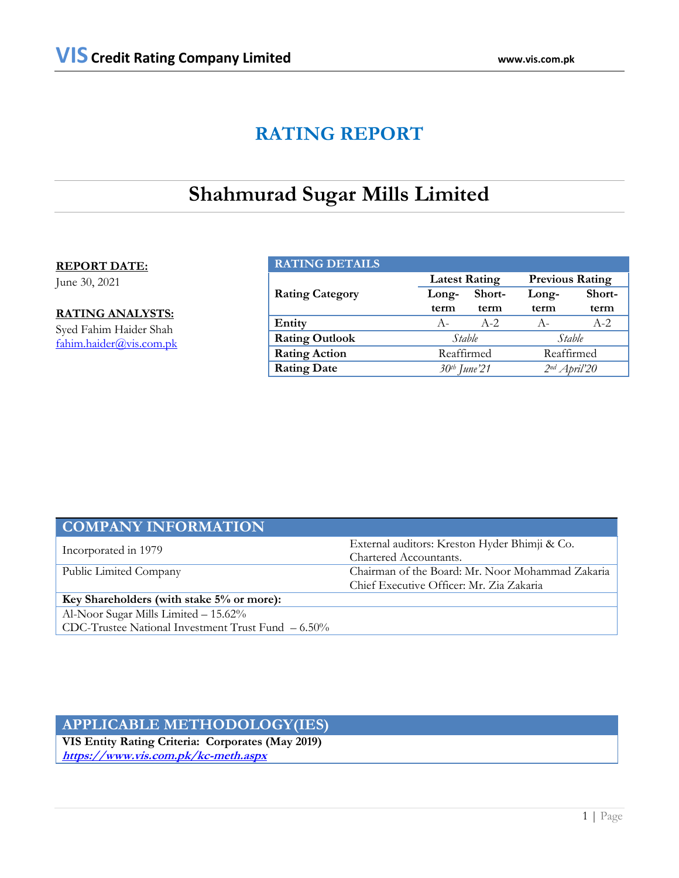# RATING REPORT

# Shahmurad Sugar Mills Limited

**REPORT DATE:**
June 30, 2021

**RATING ANALYSTS:**
Syed Fahim Haider Shah
fahim.haider@vis.com.pk

| RATING DETAILS | | | | |
|---|---|---|---|---|
| Rating Category | Latest Rating | | Previous Rating | |
| | Long-term | Short-term | Long-term | Short-term |
| Entity | A- | A-2 | A- | A-2 |
| Rating Outlook | *Stable* | | *Stable* | |
| Rating Action | Reaffirmed | | Reaffirmed | |
| Rating Date | *30th June'21* | | *2nd April'20* | |

| COMPANY INFORMATION | |
|---|---|
| Incorporated in 1979 | External auditors: Kreston Hyder Bhimji & Co. Chartered Accountants. |
| Public Limited Company | Chairman of the Board: Mr. Noor Mohammad Zakaria<br>Chief Executive Officer: Mr. Zia Zakaria |
| **Key Shareholders (with stake 5% or more):** | |
| Al-Noor Sugar Mills Limited – 15.62%<br>CDC-Trustee National Investment Trust Fund – 6.50% | |

## APPLICABLE METHODOLOGY(IES)

**VIS Entity Rating Criteria: Corporates (May 2019)**
***https://www.vis.com.pk/kc-meth.aspx***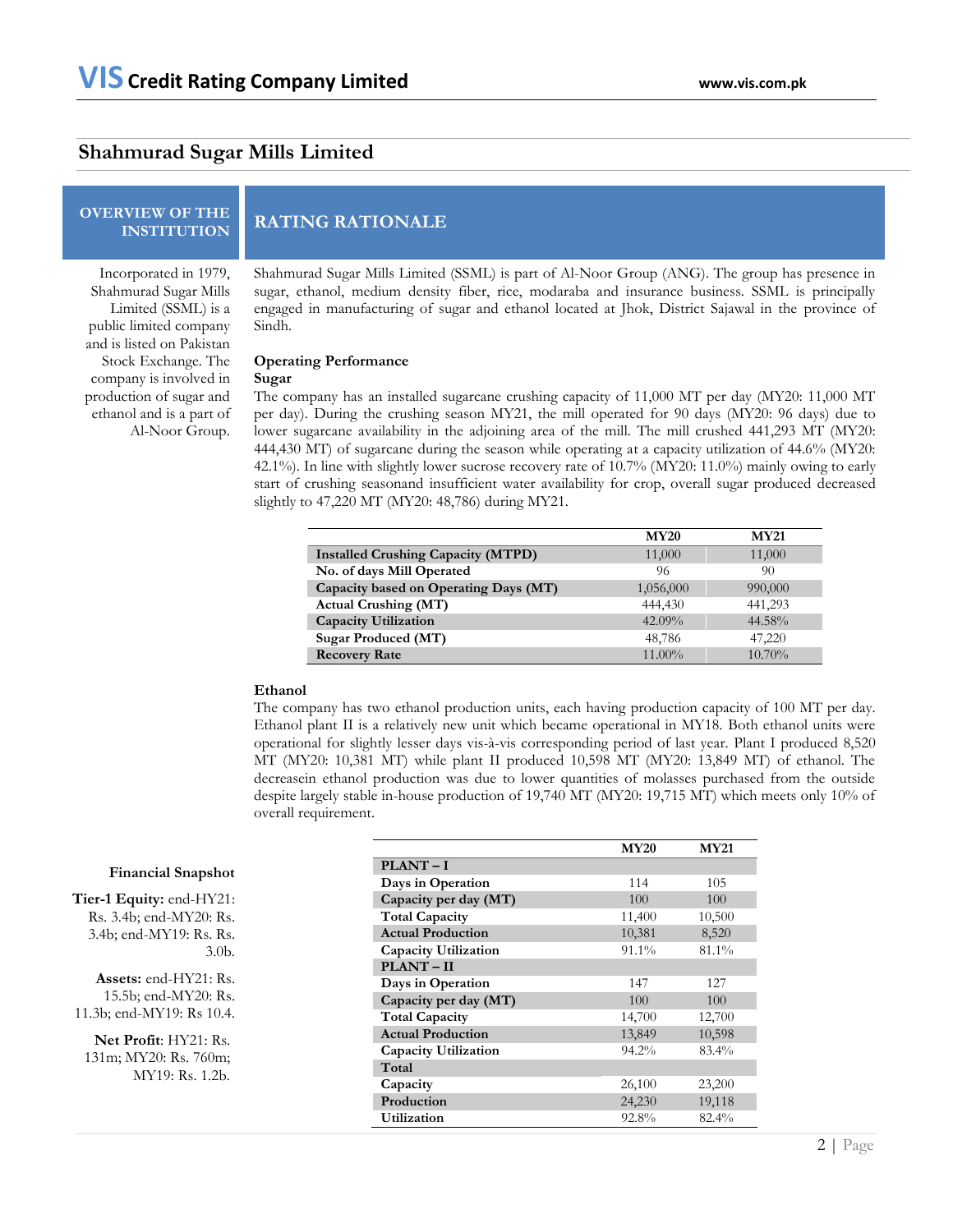## Shahmurad Sugar Mills Limited

### OVERVIEW OF THE INSTITUTION

Incorporated in 1979, Shahmurad Sugar Mills Limited (SSML) is a public limited company and is listed on Pakistan Stock Exchange. The company is involved in production of sugar and ethanol and is a part of Al-Noor Group.

**Financial Snapshot**

**Tier-1 Equity:** end-HY21: Rs. 3.4b; end-MY20: Rs. 3.4b; end-MY19: Rs. Rs. 3.0b.

**Assets:** end-HY21: Rs. 15.5b; end-MY20: Rs. 11.3b; end-MY19: Rs 10.4.

**Net Profit**: HY21: Rs. 131m; MY20: Rs. 760m; MY19: Rs. 1.2b.

### RATING RATIONALE

Shahmurad Sugar Mills Limited (SSML) is part of Al-Noor Group (ANG). The group has presence in sugar, ethanol, medium density fiber, rice, modaraba and insurance business. SSML is principally engaged in manufacturing of sugar and ethanol located at Jhok, District Sajawal in the province of Sindh.

**Operating Performance**

**Sugar**

The company has an installed sugarcane crushing capacity of 11,000 MT per day (MY20: 11,000 MT per day). During the crushing season MY21, the mill operated for 90 days (MY20: 96 days) due to lower sugarcane availability in the adjoining area of the mill. The mill crushed 441,293 MT (MY20: 444,430 MT) of sugarcane during the season while operating at a capacity utilization of 44.6% (MY20: 42.1%). In line with slightly lower sucrose recovery rate of 10.7% (MY20: 11.0%) mainly owing to early start of crushing seasonand insufficient water availability for crop, overall sugar produced decreased slightly to 47,220 MT (MY20: 48,786) during MY21.

| | MY20 | MY21 |
|---|---|---|
| **Installed Crushing Capacity (MTPD)** | 11,000 | 11,000 |
| **No. of days Mill Operated** | 96 | 90 |
| **Capacity based on Operating Days (MT)** | 1,056,000 | 990,000 |
| **Actual Crushing (MT)** | 444,430 | 441,293 |
| **Capacity Utilization** | 42.09% | 44.58% |
| **Sugar Produced (MT)** | 48,786 | 47,220 |
| **Recovery Rate** | 11.00% | 10.70% |

**Ethanol**

The company has two ethanol production units, each having production capacity of 100 MT per day. Ethanol plant II is a relatively new unit which became operational in MY18. Both ethanol units were operational for slightly lesser days vis-à-vis corresponding period of last year. Plant I produced 8,520 MT (MY20: 10,381 MT) while plant II produced 10,598 MT (MY20: 13,849 MT) of ethanol. The decreasein ethanol production was due to lower quantities of molasses purchased from the outside despite largely stable in-house production of 19,740 MT (MY20: 19,715 MT) which meets only 10% of overall requirement.

| | MY20 | MY21 |
|---|---|---|
| **PLANT – I** | | |
| **Days in Operation** | 114 | 105 |
| **Capacity per day (MT)** | 100 | 100 |
| **Total Capacity** | 11,400 | 10,500 |
| **Actual Production** | 10,381 | 8,520 |
| **Capacity Utilization** | 91.1% | 81.1% |
| **PLANT – II** | | |
| **Days in Operation** | 147 | 127 |
| **Capacity per day (MT)** | 100 | 100 |
| **Total Capacity** | 14,700 | 12,700 |
| **Actual Production** | 13,849 | 10,598 |
| **Capacity Utilization** | 94.2% | 83.4% |
| **Total** | | |
| **Capacity** | 26,100 | 23,200 |
| **Production** | 24,230 | 19,118 |
| **Utilization** | 92.8% | 82.4% |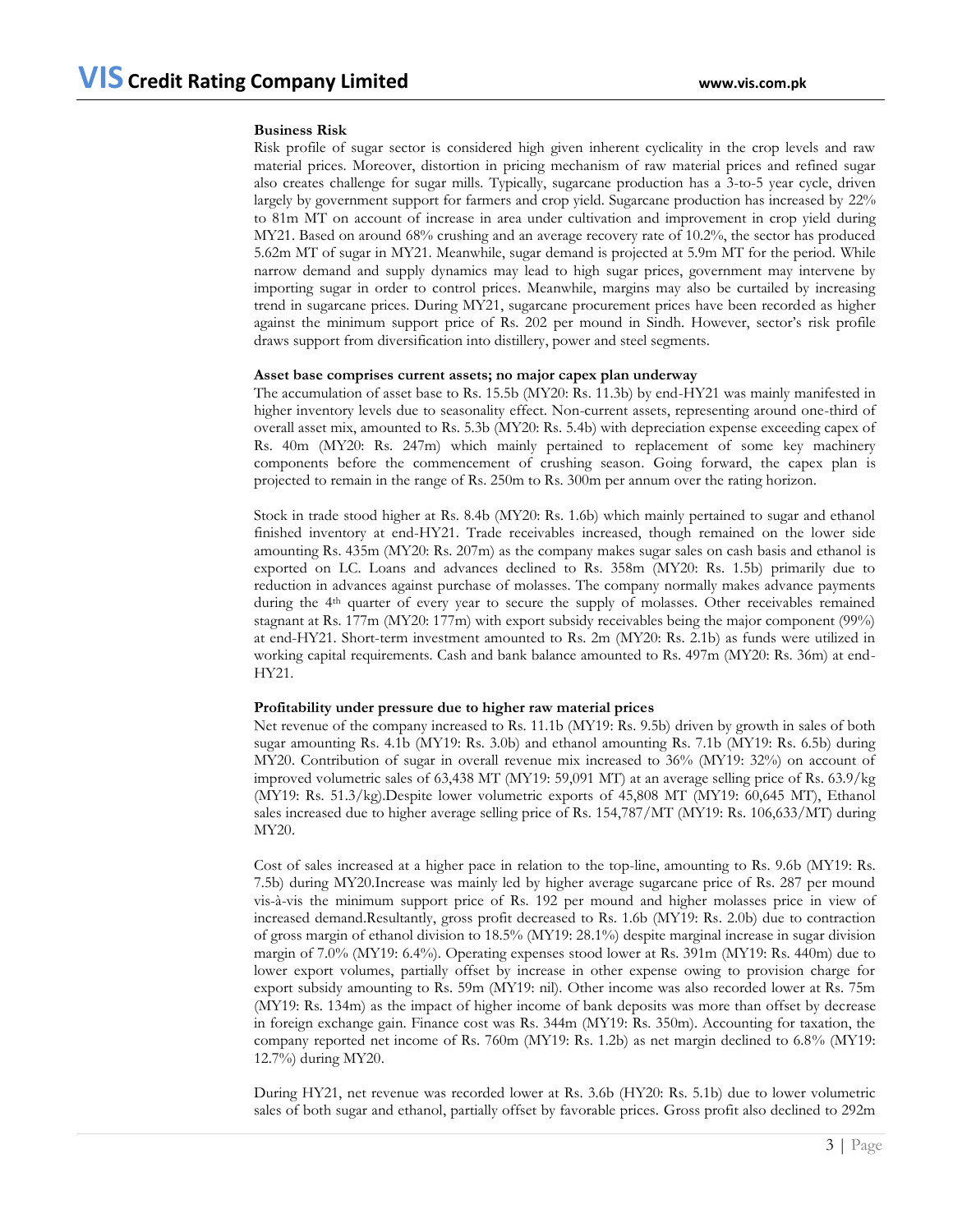**Business Risk**

Risk profile of sugar sector is considered high given inherent cyclicality in the crop levels and raw material prices. Moreover, distortion in pricing mechanism of raw material prices and refined sugar also creates challenge for sugar mills. Typically, sugarcane production has a 3-to-5 year cycle, driven largely by government support for farmers and crop yield. Sugarcane production has increased by 22% to 81m MT on account of increase in area under cultivation and improvement in crop yield during MY21. Based on around 68% crushing and an average recovery rate of 10.2%, the sector has produced 5.62m MT of sugar in MY21. Meanwhile, sugar demand is projected at 5.9m MT for the period. While narrow demand and supply dynamics may lead to high sugar prices, government may intervene by importing sugar in order to control prices. Meanwhile, margins may also be curtailed by increasing trend in sugarcane prices. During MY21, sugarcane procurement prices have been recorded as higher against the minimum support price of Rs. 202 per mound in Sindh. However, sector's risk profile draws support from diversification into distillery, power and steel segments.

**Asset base comprises current assets; no major capex plan underway**

The accumulation of asset base to Rs. 15.5b (MY20: Rs. 11.3b) by end-HY21 was mainly manifested in higher inventory levels due to seasonality effect. Non-current assets, representing around one-third of overall asset mix, amounted to Rs. 5.3b (MY20: Rs. 5.4b) with depreciation expense exceeding capex of Rs. 40m (MY20: Rs. 247m) which mainly pertained to replacement of some key machinery components before the commencement of crushing season. Going forward, the capex plan is projected to remain in the range of Rs. 250m to Rs. 300m per annum over the rating horizon.

Stock in trade stood higher at Rs. 8.4b (MY20: Rs. 1.6b) which mainly pertained to sugar and ethanol finished inventory at end-HY21. Trade receivables increased, though remained on the lower side amounting Rs. 435m (MY20: Rs. 207m) as the company makes sugar sales on cash basis and ethanol is exported on LC. Loans and advances declined to Rs. 358m (MY20: Rs. 1.5b) primarily due to reduction in advances against purchase of molasses. The company normally makes advance payments during the 4th quarter of every year to secure the supply of molasses. Other receivables remained stagnant at Rs. 177m (MY20: 177m) with export subsidy receivables being the major component (99%) at end-HY21. Short-term investment amounted to Rs. 2m (MY20: Rs. 2.1b) as funds were utilized in working capital requirements. Cash and bank balance amounted to Rs. 497m (MY20: Rs. 36m) at end-HY21.

**Profitability under pressure due to higher raw material prices**

Net revenue of the company increased to Rs. 11.1b (MY19: Rs. 9.5b) driven by growth in sales of both sugar amounting Rs. 4.1b (MY19: Rs. 3.0b) and ethanol amounting Rs. 7.1b (MY19: Rs. 6.5b) during MY20. Contribution of sugar in overall revenue mix increased to 36% (MY19: 32%) on account of improved volumetric sales of 63,438 MT (MY19: 59,091 MT) at an average selling price of Rs. 63.9/kg (MY19: Rs. 51.3/kg).Despite lower volumetric exports of 45,808 MT (MY19: 60,645 MT), Ethanol sales increased due to higher average selling price of Rs. 154,787/MT (MY19: Rs. 106,633/MT) during MY20.

Cost of sales increased at a higher pace in relation to the top-line, amounting to Rs. 9.6b (MY19: Rs. 7.5b) during MY20.Increase was mainly led by higher average sugarcane price of Rs. 287 per mound vis-à-vis the minimum support price of Rs. 192 per mound and higher molasses price in view of increased demand.Resultantly, gross profit decreased to Rs. 1.6b (MY19: Rs. 2.0b) due to contraction of gross margin of ethanol division to 18.5% (MY19: 28.1%) despite marginal increase in sugar division margin of 7.0% (MY19: 6.4%). Operating expenses stood lower at Rs. 391m (MY19: Rs. 440m) due to lower export volumes, partially offset by increase in other expense owing to provision charge for export subsidy amounting to Rs. 59m (MY19: nil). Other income was also recorded lower at Rs. 75m (MY19: Rs. 134m) as the impact of higher income of bank deposits was more than offset by decrease in foreign exchange gain. Finance cost was Rs. 344m (MY19: Rs. 350m). Accounting for taxation, the company reported net income of Rs. 760m (MY19: Rs. 1.2b) as net margin declined to 6.8% (MY19: 12.7%) during MY20.

During HY21, net revenue was recorded lower at Rs. 3.6b (HY20: Rs. 5.1b) due to lower volumetric sales of both sugar and ethanol, partially offset by favorable prices. Gross profit also declined to 292m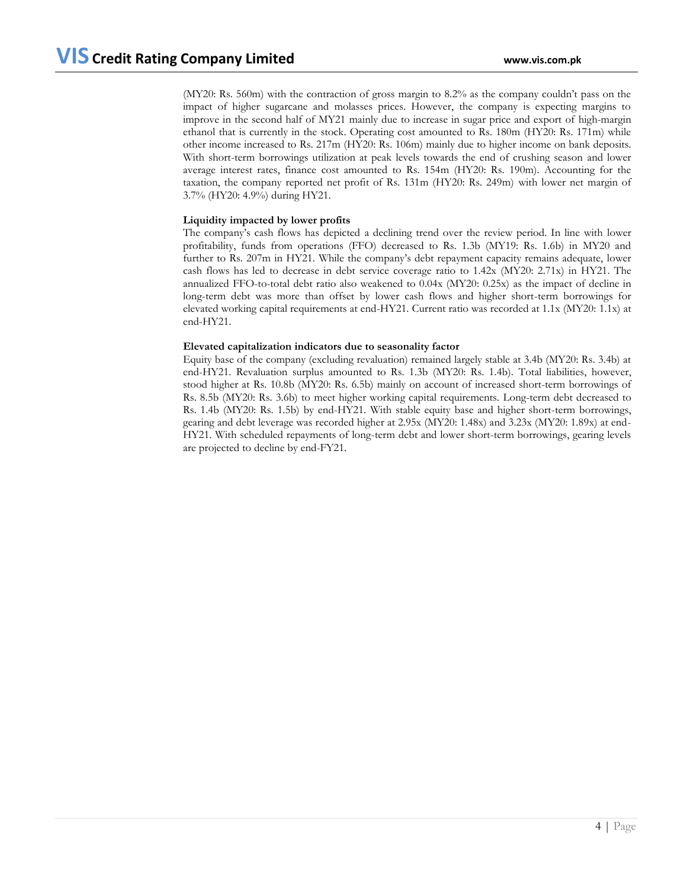(MY20: Rs. 560m) with the contraction of gross margin to 8.2% as the company couldn't pass on the impact of higher sugarcane and molasses prices. However, the company is expecting margins to improve in the second half of MY21 mainly due to increase in sugar price and export of high-margin ethanol that is currently in the stock. Operating cost amounted to Rs. 180m (HY20: Rs. 171m) while other income increased to Rs. 217m (HY20: Rs. 106m) mainly due to higher income on bank deposits. With short-term borrowings utilization at peak levels towards the end of crushing season and lower average interest rates, finance cost amounted to Rs. 154m (HY20: Rs. 190m). Accounting for the taxation, the company reported net profit of Rs. 131m (HY20: Rs. 249m) with lower net margin of 3.7% (HY20: 4.9%) during HY21.

**Liquidity impacted by lower profits**

The company's cash flows has depicted a declining trend over the review period. In line with lower profitability, funds from operations (FFO) decreased to Rs. 1.3b (MY19: Rs. 1.6b) in MY20 and further to Rs. 207m in HY21. While the company's debt repayment capacity remains adequate, lower cash flows has led to decrease in debt service coverage ratio to 1.42x (MY20: 2.71x) in HY21. The annualized FFO-to-total debt ratio also weakened to 0.04x (MY20: 0.25x) as the impact of decline in long-term debt was more than offset by lower cash flows and higher short-term borrowings for elevated working capital requirements at end-HY21. Current ratio was recorded at 1.1x (MY20: 1.1x) at end-HY21.

**Elevated capitalization indicators due to seasonality factor**

Equity base of the company (excluding revaluation) remained largely stable at 3.4b (MY20: Rs. 3.4b) at end-HY21. Revaluation surplus amounted to Rs. 1.3b (MY20: Rs. 1.4b). Total liabilities, however, stood higher at Rs. 10.8b (MY20: Rs. 6.5b) mainly on account of increased short-term borrowings of Rs. 8.5b (MY20: Rs. 3.6b) to meet higher working capital requirements. Long-term debt decreased to Rs. 1.4b (MY20: Rs. 1.5b) by end-HY21. With stable equity base and higher short-term borrowings, gearing and debt leverage was recorded higher at 2.95x (MY20: 1.48x) and 3.23x (MY20: 1.89x) at end-HY21. With scheduled repayments of long-term debt and lower short-term borrowings, gearing levels are projected to decline by end-FY21.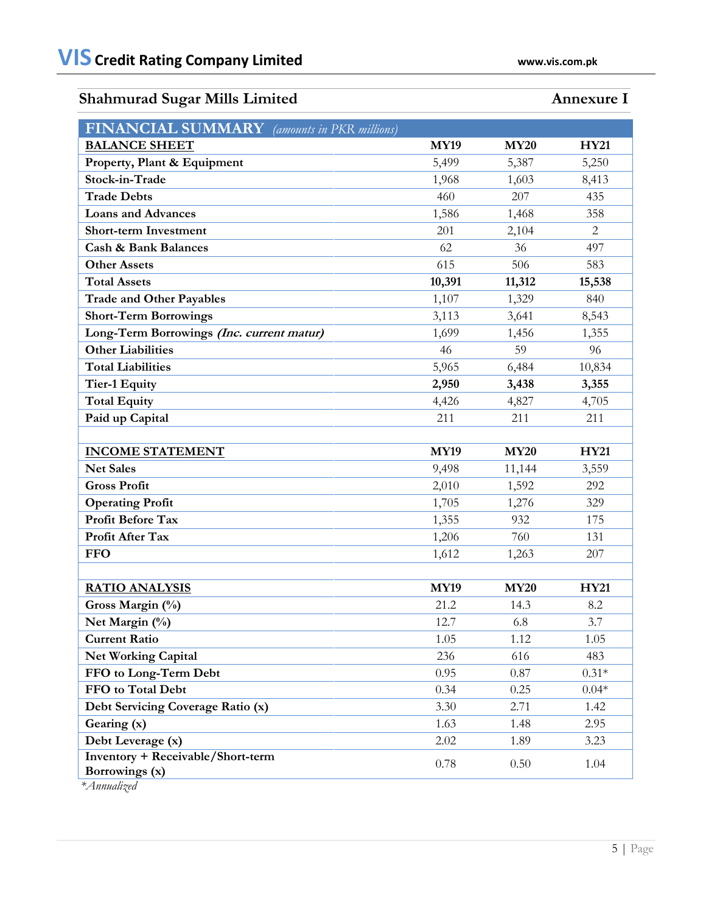## Shahmurad Sugar Mills Limited — Annexure I

| FINANCIAL SUMMARY *(amounts in PKR millions)* | | | |
|---|---|---|---|
| **BALANCE SHEET** | **MY19** | **MY20** | **HY21** |
| **Property, Plant & Equipment** | 5,499 | 5,387 | 5,250 |
| **Stock-in-Trade** | 1,968 | 1,603 | 8,413 |
| **Trade Debts** | 460 | 207 | 435 |
| **Loans and Advances** | 1,586 | 1,468 | 358 |
| **Short-term Investment** | 201 | 2,104 | 2 |
| **Cash & Bank Balances** | 62 | 36 | 497 |
| **Other Assets** | 615 | 506 | 583 |
| **Total Assets** | **10,391** | **11,312** | **15,538** |
| **Trade and Other Payables** | 1,107 | 1,329 | 840 |
| **Short-Term Borrowings** | 3,113 | 3,641 | 8,543 |
| **Long-Term Borrowings *(Inc. current matur)*** | 1,699 | 1,456 | 1,355 |
| **Other Liabilities** | 46 | 59 | 96 |
| **Total Liabilities** | 5,965 | 6,484 | 10,834 |
| **Tier-1 Equity** | **2,950** | **3,438** | **3,355** |
| **Total Equity** | 4,426 | 4,827 | 4,705 |
| **Paid up Capital** | 211 | 211 | 211 |
| | | | |
| **INCOME STATEMENT** | **MY19** | **MY20** | **HY21** |
| **Net Sales** | 9,498 | 11,144 | 3,559 |
| **Gross Profit** | 2,010 | 1,592 | 292 |
| **Operating Profit** | 1,705 | 1,276 | 329 |
| **Profit Before Tax** | 1,355 | 932 | 175 |
| **Profit After Tax** | 1,206 | 760 | 131 |
| **FFO** | 1,612 | 1,263 | 207 |
| | | | |
| **RATIO ANALYSIS** | **MY19** | **MY20** | **HY21** |
| **Gross Margin (%)** | 21.2 | 14.3 | 8.2 |
| **Net Margin (%)** | 12.7 | 6.8 | 3.7 |
| **Current Ratio** | 1.05 | 1.12 | 1.05 |
| **Net Working Capital** | 236 | 616 | 483 |
| **FFO to Long-Term Debt** | 0.95 | 0.87 | 0.31* |
| **FFO to Total Debt** | 0.34 | 0.25 | 0.04* |
| **Debt Servicing Coverage Ratio (x)** | 3.30 | 2.71 | 1.42 |
| **Gearing (x)** | 1.63 | 1.48 | 2.95 |
| **Debt Leverage (x)** | 2.02 | 1.89 | 3.23 |
| **Inventory + Receivable/Short-term Borrowings (x)** | 0.78 | 0.50 | 1.04 |

*\*Annualized*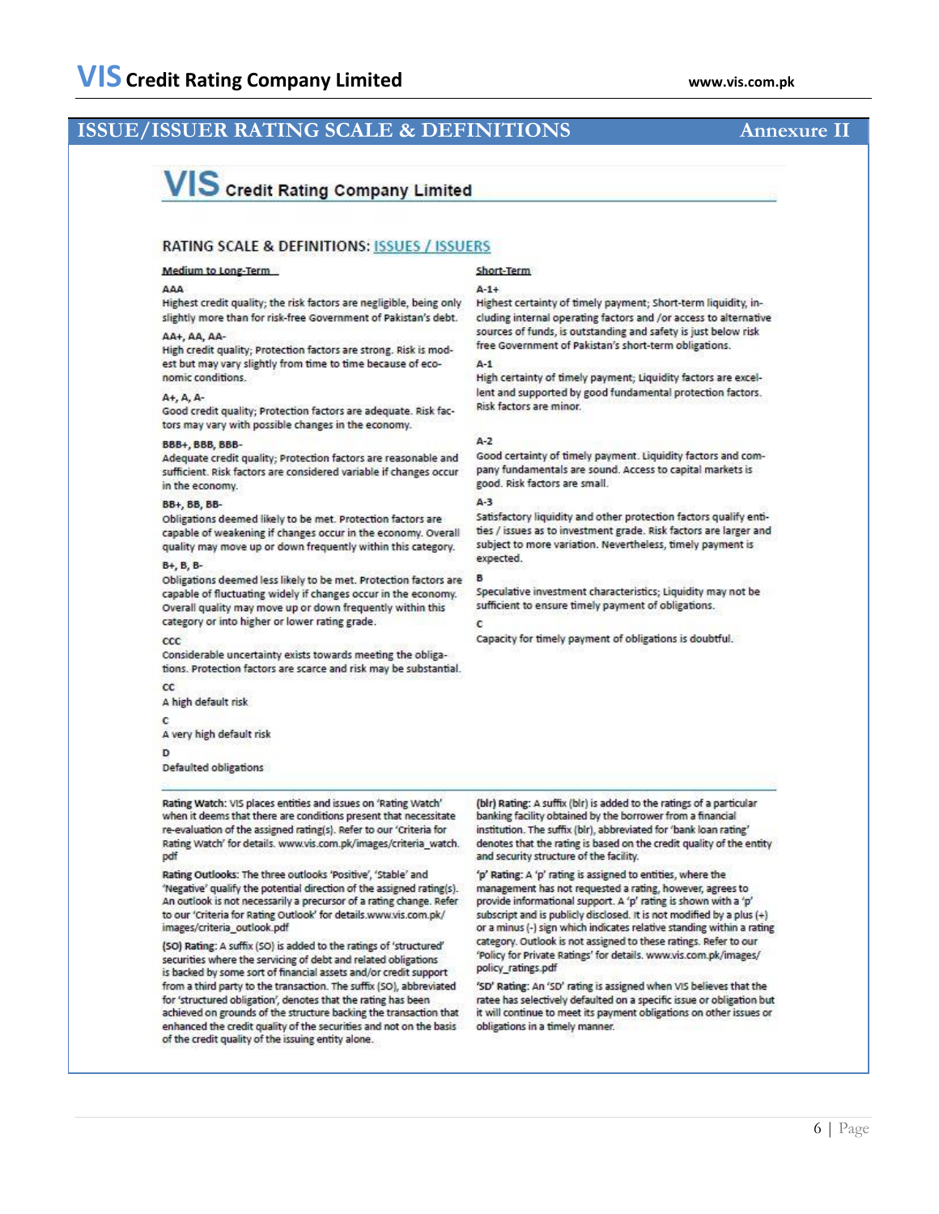## ISSUE/ISSUER RATING SCALE & DEFINITIONS — Annexure II

# VIS Credit Rating Company Limited

### RATING SCALE & DEFINITIONS: ISSUES / ISSUERS

#### Medium to Long-Term

**AAA**
Highest credit quality; the risk factors are negligible, being only slightly more than for risk-free Government of Pakistan's debt.

**AA+, AA, AA-**
High credit quality; Protection factors are strong. Risk is modest but may vary slightly from time to time because of economic conditions.

**A+, A, A-**
Good credit quality; Protection factors are adequate. Risk factors may vary with possible changes in the economy.

**BBB+, BBB, BBB-**
Adequate credit quality; Protection factors are reasonable and sufficient. Risk factors are considered variable if changes occur in the economy.

**BB+, BB, BB-**
Obligations deemed likely to be met. Protection factors are capable of weakening if changes occur in the economy. Overall quality may move up or down frequently within this category.

**B+, B, B-**
Obligations deemed less likely to be met. Protection factors are capable of fluctuating widely if changes occur in the economy. Overall quality may move up or down frequently within this category or into higher or lower rating grade.

**CCC**
Considerable uncertainty exists towards meeting the obligations. Protection factors are scarce and risk may be substantial.

**CC**
A high default risk

**C**
A very high default risk

**D**
Defaulted obligations

#### Short-Term

**A-1+**
Highest certainty of timely payment; Short-term liquidity, including internal operating factors and /or access to alternative sources of funds, is outstanding and safety is just below risk free Government of Pakistan's short-term obligations.

**A-1**
High certainty of timely payment; Liquidity factors are excellent and supported by good fundamental protection factors. Risk factors are minor.

**A-2**
Good certainty of timely payment. Liquidity factors and company fundamentals are sound. Access to capital markets is good. Risk factors are small.

**A-3**
Satisfactory liquidity and other protection factors qualify entities / issues as to investment grade. Risk factors are larger and subject to more variation. Nevertheless, timely payment is expected.

**B**
Speculative investment characteristics; Liquidity may not be sufficient to ensure timely payment of obligations.

**C**
Capacity for timely payment of obligations is doubtful.

---

**Rating Watch:** VIS places entities and issues on 'Rating Watch' when it deems that there are conditions present that necessitate re-evaluation of the assigned rating(s). Refer to our 'Criteria for Rating Watch' for details. www.vis.com.pk/images/criteria_watch.pdf

**Rating Outlooks:** The three outlooks 'Positive', 'Stable' and 'Negative' qualify the potential direction of the assigned rating(s). An outlook is not necessarily a precursor of a rating change. Refer to our 'Criteria for Rating Outlook' for details.www.vis.com.pk/images/criteria_outlook.pdf

**(SO) Rating:** A suffix (SO) is added to the ratings of 'structured' securities where the servicing of debt and related obligations is backed by some sort of financial assets and/or credit support from a third party to the transaction. The suffix (SO), abbreviated for 'structured obligation', denotes that the rating has been achieved on grounds of the structure backing the transaction that enhanced the credit quality of the securities and not on the basis of the credit quality of the issuing entity alone.

**(blr) Rating:** A suffix (blr) is added to the ratings of a particular banking facility obtained by the borrower from a financial institution. The suffix (blr), abbreviated for 'bank loan rating' denotes that the rating is based on the credit quality of the entity and security structure of the facility.

**'p' Rating:** A 'p' rating is assigned to entities, where the management has not requested a rating, however, agrees to provide informational support. A 'p' rating is shown with a 'p' subscript and is publicly disclosed. It is not modified by a plus (+) or a minus (-) sign which indicates relative standing within a rating category. Outlook is not assigned to these ratings. Refer to our 'Policy for Private Ratings' for details. www.vis.com.pk/images/policy_ratings.pdf

**'SD' Rating:** An 'SD' rating is assigned when VIS believes that the ratee has selectively defaulted on a specific issue or obligation but it will continue to meet its payment obligations on other issues or obligations in a timely manner.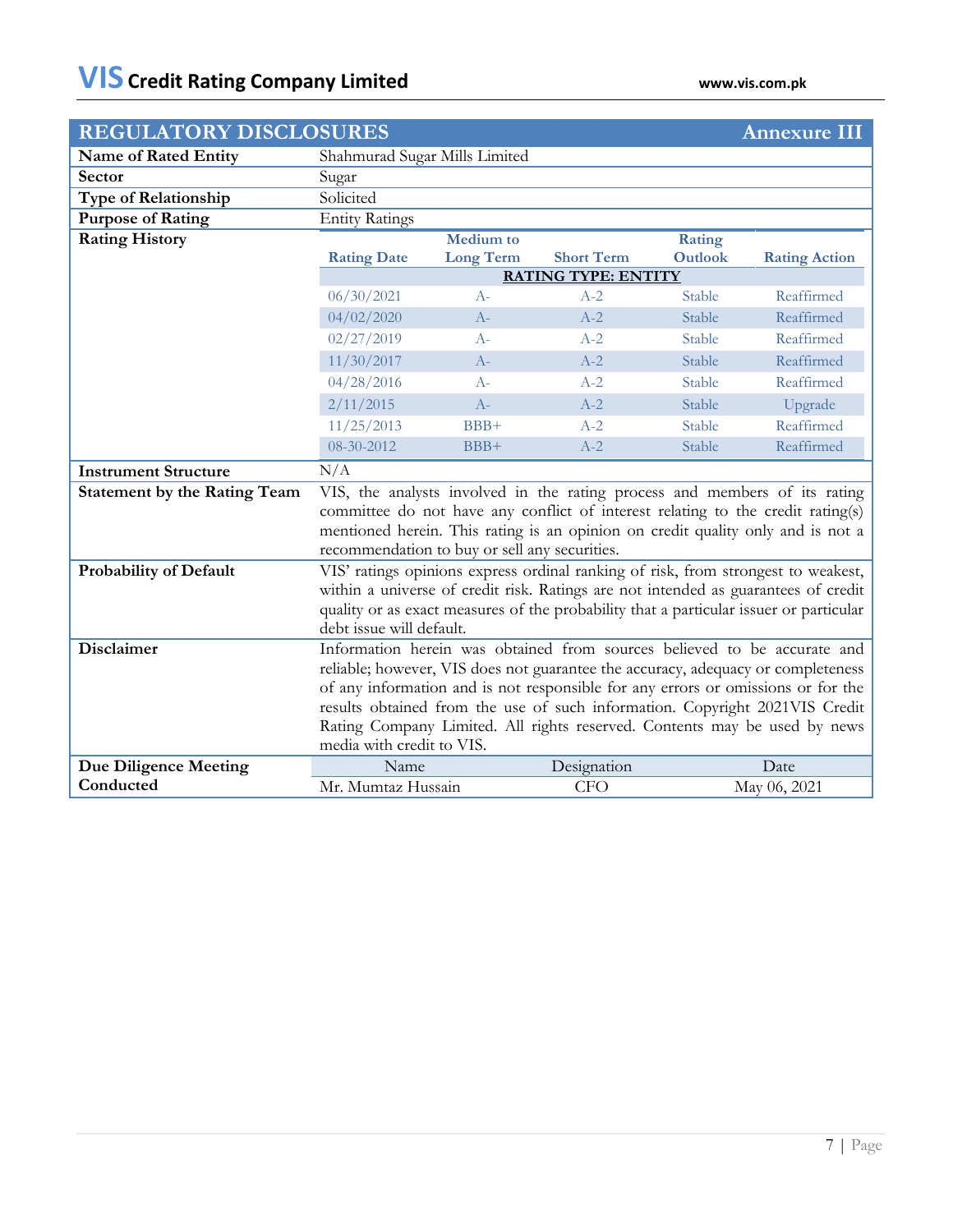## REGULATORY DISCLOSURES — Annexure III

| | |
|---|---|
| **Name of Rated Entity** | Shahmurad Sugar Mills Limited |
| **Sector** | Sugar |
| **Type of Relationship** | Solicited |
| **Purpose of Rating** | Entity Ratings |

**Rating History**

| Rating Date | Medium to Long Term | Short Term | Rating Outlook | Rating Action |
|---|---|---|---|---|
| | | **RATING TYPE: ENTITY** | | |
| 06/30/2021 | A- | A-2 | Stable | Reaffirmed |
| 04/02/2020 | A- | A-2 | Stable | Reaffirmed |
| 02/27/2019 | A- | A-2 | Stable | Reaffirmed |
| 11/30/2017 | A- | A-2 | Stable | Reaffirmed |
| 04/28/2016 | A- | A-2 | Stable | Reaffirmed |
| 2/11/2015 | A- | A-2 | Stable | Upgrade |
| 11/25/2013 | BBB+ | A-2 | Stable | Reaffirmed |
| 08-30-2012 | BBB+ | A-2 | Stable | Reaffirmed |

| | |
|---|---|
| **Instrument Structure** | N/A |
| **Statement by the Rating Team** | VIS, the analysts involved in the rating process and members of its rating committee do not have any conflict of interest relating to the credit rating(s) mentioned herein. This rating is an opinion on credit quality only and is not a recommendation to buy or sell any securities. |
| **Probability of Default** | VIS' ratings opinions express ordinal ranking of risk, from strongest to weakest, within a universe of credit risk. Ratings are not intended as guarantees of credit quality or as exact measures of the probability that a particular issuer or particular debt issue will default. |
| **Disclaimer** | Information herein was obtained from sources believed to be accurate and reliable; however, VIS does not guarantee the accuracy, adequacy or completeness of any information and is not responsible for any errors or omissions or for the results obtained from the use of such information. Copyright 2021VIS Credit Rating Company Limited. All rights reserved. Contents may be used by news media with credit to VIS. |

**Due Diligence Meeting Conducted**

| Name | Designation | Date |
|---|---|---|
| Mr. Mumtaz Hussain | CFO | May 06, 2021 |